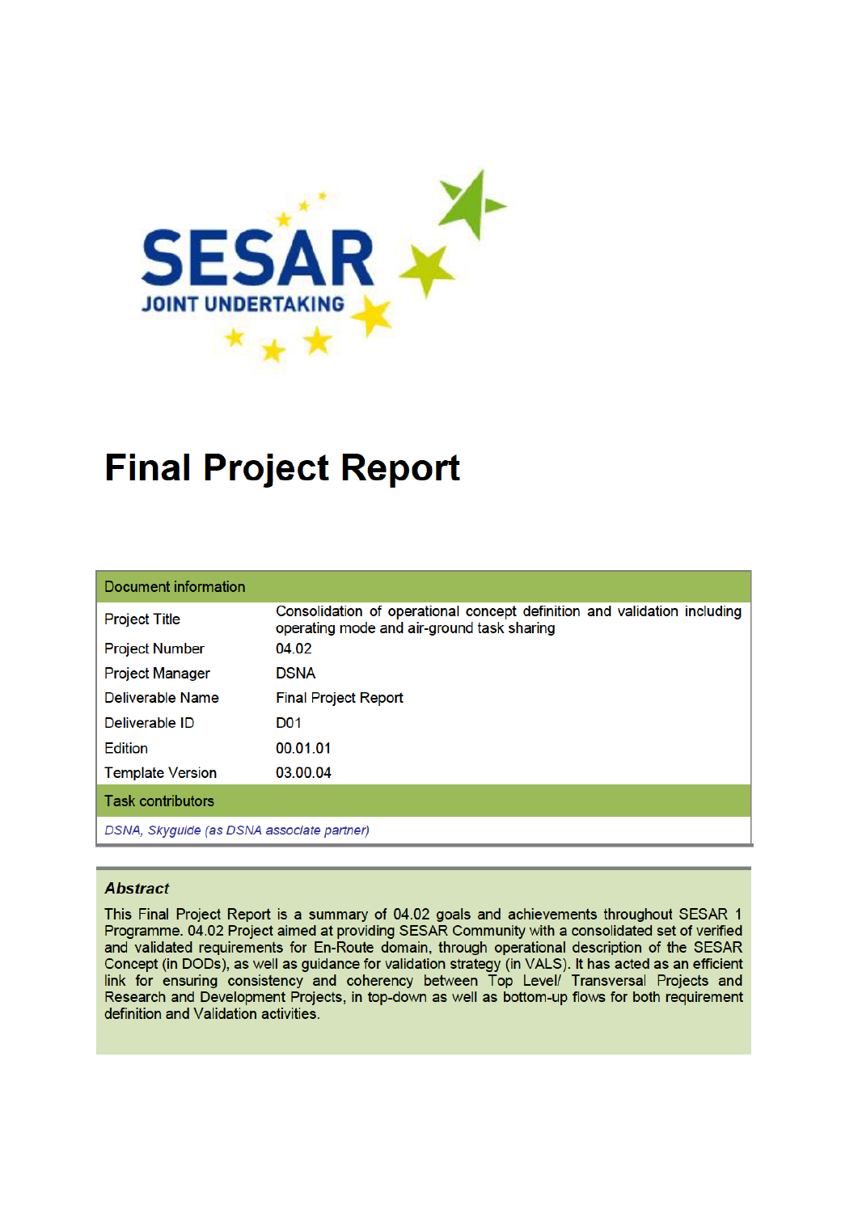SESAR JOINT UNDERTAKING

# Final Project Report

| Document information | |
|---|---|
| Project Title | Consolidation of operational concept definition and validation including operating mode and air-ground task sharing |
| Project Number | 04.02 |
| Project Manager | DSNA |
| Deliverable Name | Final Project Report |
| Deliverable ID | D01 |
| Edition | 00.01.01 |
| Template Version | 03.00.04 |
| **Task contributors** | |
| *DSNA, Skyguide (as DSNA associate partner)* | |

***Abstract***

This Final Project Report is a summary of 04.02 goals and achievements throughout SESAR 1 Programme. 04.02 Project aimed at providing SESAR Community with a consolidated set of verified and validated requirements for En-Route domain, through operational description of the SESAR Concept (in DODs), as well as guidance for validation strategy (in VALS). It has acted as an efficient link for ensuring consistency and coherency between Top Level/ Transversal Projects and Research and Development Projects, in top-down as well as bottom-up flows for both requirement definition and Validation activities.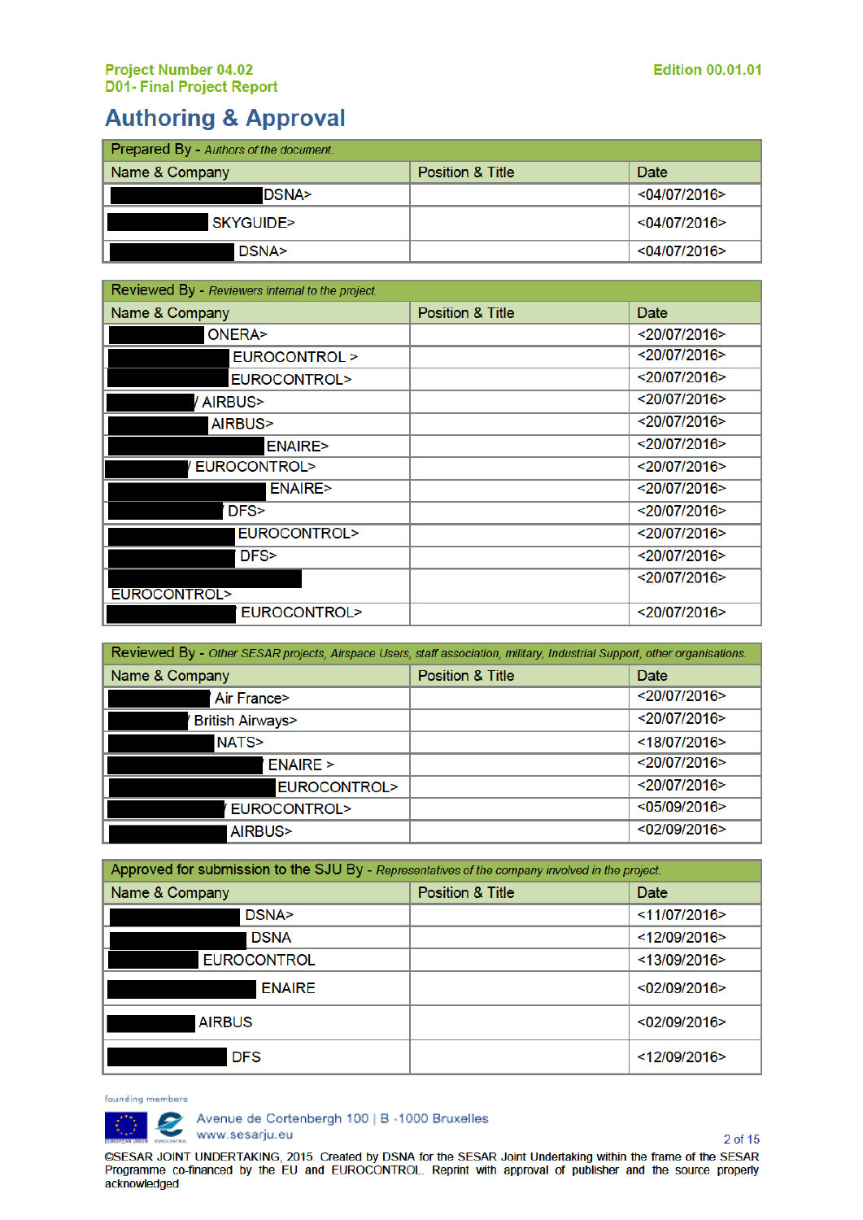# Authoring & Approval

| Prepared By - *Authors of the document.* | | |
|---|---|---|
| **Name & Company** | **Position & Title** | **Date** |
| DSNA> | | <04/07/2016> |
| SKYGUIDE> | | <04/07/2016> |
| DSNA> | | <04/07/2016> |

| Reviewed By - *Reviewers internal to the project.* | | |
|---|---|---|
| **Name & Company** | **Position & Title** | **Date** |
| ONERA> | | <20/07/2016> |
| EUROCONTROL > | | <20/07/2016> |
| EUROCONTROL> | | <20/07/2016> |
| / AIRBUS> | | <20/07/2016> |
| AIRBUS> | | <20/07/2016> |
| ENAIRE> | | <20/07/2016> |
| / EUROCONTROL> | | <20/07/2016> |
| ENAIRE> | | <20/07/2016> |
| DFS> | | <20/07/2016> |
| EUROCONTROL> | | <20/07/2016> |
| DFS> | | <20/07/2016> |
| EUROCONTROL> | | <20/07/2016> |
| EUROCONTROL> | | <20/07/2016> |

| Reviewed By - *Other SESAR projects, Airspace Users, staff association, military, Industrial Support, other organisations.* | | |
|---|---|---|
| **Name & Company** | **Position & Title** | **Date** |
| Air France> | | <20/07/2016> |
| / British Airways> | | <20/07/2016> |
| NATS> | | <18/07/2016> |
| ENAIRE > | | <20/07/2016> |
| EUROCONTROL> | | <20/07/2016> |
| / EUROCONTROL> | | <05/09/2016> |
| AIRBUS> | | <02/09/2016> |

| Approved for submission to the SJU By - *Representatives of the company involved in the project.* | | |
|---|---|---|
| **Name & Company** | **Position & Title** | **Date** |
| DSNA> | | <11/07/2016> |
| DSNA | | <12/09/2016> |
| EUROCONTROL | | <13/09/2016> |
| ENAIRE | | <02/09/2016> |
| AIRBUS | | <02/09/2016> |
| DFS | | <12/09/2016> |

©SESAR JOINT UNDERTAKING, 2015. Created by DSNA for the SESAR Joint Undertaking within the frame of the SESAR Programme co-financed by the EU and EUROCONTROL. Reprint with approval of publisher and the source properly acknowledged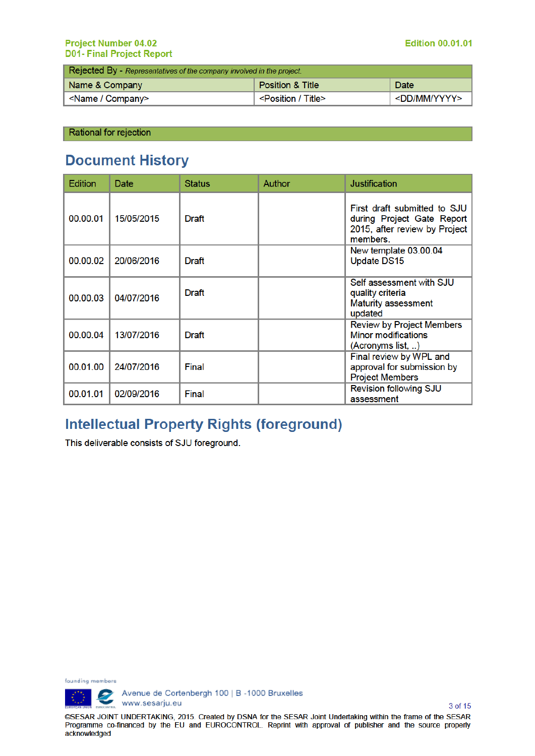| Rejected By - *Representatives of the company involved in the project.* | | |
|---|---|---|
| Name & Company | Position & Title | Date |
| <Name / Company> | <Position / Title> | <DD/MM/YYYY> |

| Rational for rejection |
|---|

# Document History

| Edition | Date | Status | Author | Justification |
|---|---|---|---|---|
| 00.00.01 | 15/05/2015 | Draft | | First draft submitted to SJU during Project Gate Report 2015, after review by Project members. |
| 00.00.02 | 20/06/2016 | Draft | | New template 03.00.04<br>Update DS15 |
| 00.00.03 | 04/07/2016 | Draft | | Self assessment with SJU quality criteria<br>Maturity assessment updated |
| 00.00.04 | 13/07/2016 | Draft | | Review by Project Members<br>Minor modifications (Acronyms list, ..) |
| 00.01.00 | 24/07/2016 | Final | | Final review by WPL and approval for submission by Project Members |
| 00.01.01 | 02/09/2016 | Final | | Revision following SJU assessment |

# Intellectual Property Rights (foreground)

This deliverable consists of SJU foreground.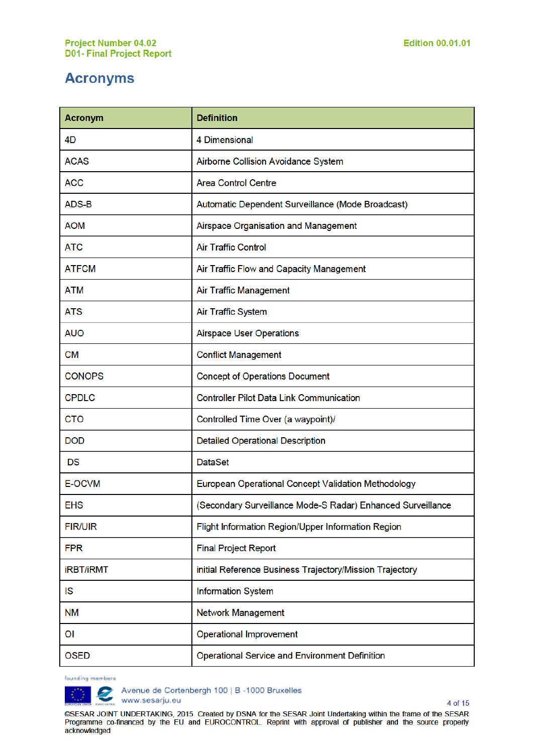# Acronyms

| Acronym | Definition |
|---|---|
| 4D | 4 Dimensional |
| ACAS | Airborne Collision Avoidance System |
| ACC | Area Control Centre |
| ADS-B | Automatic Dependent Surveillance (Mode Broadcast) |
| AOM | Airspace Organisation and Management |
| ATC | Air Traffic Control |
| ATFCM | Air Traffic Flow and Capacity Management |
| ATM | Air Traffic Management |
| ATS | Air Traffic System |
| AUO | Airspace User Operations |
| CM | Conflict Management |
| CONOPS | Concept of Operations Document |
| CPDLC | Controller Pilot Data Link Communication |
| CTO | Controlled Time Over (a waypoint)/ |
| DOD | Detailed Operational Description |
| DS | DataSet |
| E-OCVM | European Operational Concept Validation Methodology |
| EHS | (Secondary Surveillance Mode-S Radar) Enhanced Surveillance |
| FIR/UIR | Flight Information Region/Upper Information Region |
| FPR | Final Project Report |
| iRBT/iRMT | initial Reference Business Trajectory/Mission Trajectory |
| IS | Information System |
| NM | Network Management |
| OI | Operational Improvement |
| OSED | Operational Service and Environment Definition |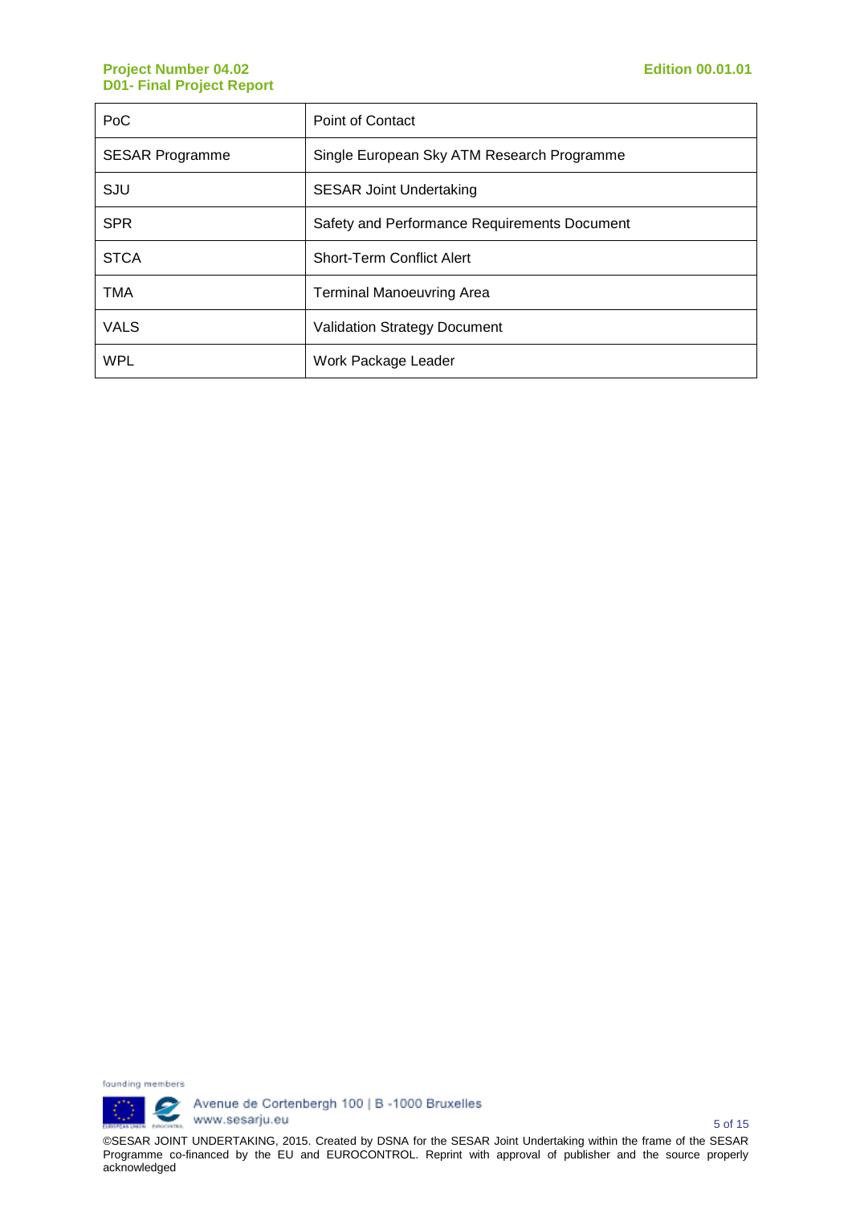| | |
|---|---|
| PoC | Point of Contact |
| SESAR Programme | Single European Sky ATM Research Programme |
| SJU | SESAR Joint Undertaking |
| SPR | Safety and Performance Requirements Document |
| STCA | Short-Term Conflict Alert |
| TMA | Terminal Manoeuvring Area |
| VALS | Validation Strategy Document |
| WPL | Work Package Leader |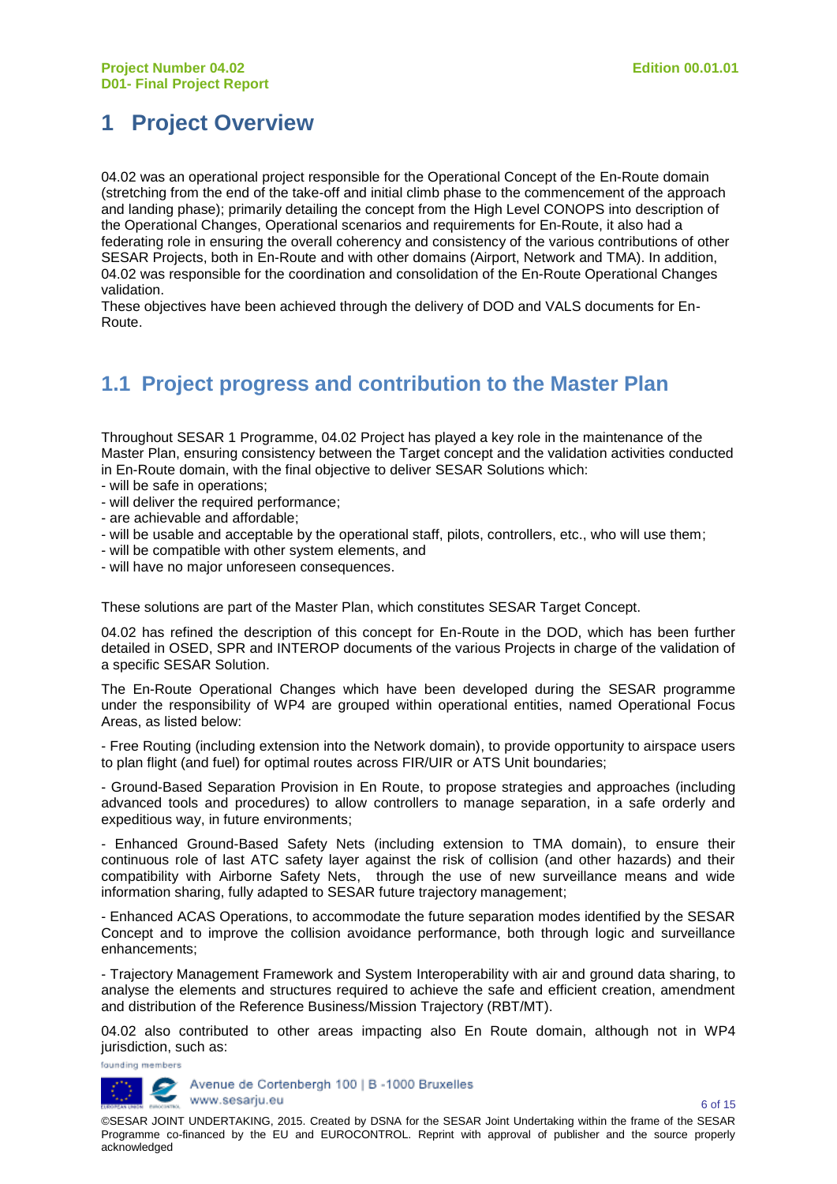# 1 Project Overview

04.02 was an operational project responsible for the Operational Concept of the En-Route domain (stretching from the end of the take-off and initial climb phase to the commencement of the approach and landing phase); primarily detailing the concept from the High Level CONOPS into description of the Operational Changes, Operational scenarios and requirements for En-Route, it also had a federating role in ensuring the overall coherency and consistency of the various contributions of other SESAR Projects, both in En-Route and with other domains (Airport, Network and TMA). In addition, 04.02 was responsible for the coordination and consolidation of the En-Route Operational Changes validation.
These objectives have been achieved through the delivery of DOD and VALS documents for En-Route.

## 1.1 Project progress and contribution to the Master Plan

Throughout SESAR 1 Programme, 04.02 Project has played a key role in the maintenance of the Master Plan, ensuring consistency between the Target concept and the validation activities conducted in En-Route domain, with the final objective to deliver SESAR Solutions which:
- will be safe in operations;
- will deliver the required performance;
- are achievable and affordable;
- will be usable and acceptable by the operational staff, pilots, controllers, etc., who will use them;
- will be compatible with other system elements, and
- will have no major unforeseen consequences.

These solutions are part of the Master Plan, which constitutes SESAR Target Concept.

04.02 has refined the description of this concept for En-Route in the DOD, which has been further detailed in OSED, SPR and INTEROP documents of the various Projects in charge of the validation of a specific SESAR Solution.

The En-Route Operational Changes which have been developed during the SESAR programme under the responsibility of WP4 are grouped within operational entities, named Operational Focus Areas, as listed below:

- Free Routing (including extension into the Network domain), to provide opportunity to airspace users to plan flight (and fuel) for optimal routes across FIR/UIR or ATS Unit boundaries;

- Ground-Based Separation Provision in En Route, to propose strategies and approaches (including advanced tools and procedures) to allow controllers to manage separation, in a safe orderly and expeditious way, in future environments;

- Enhanced Ground-Based Safety Nets (including extension to TMA domain), to ensure their continuous role of last ATC safety layer against the risk of collision (and other hazards) and their compatibility with Airborne Safety Nets, through the use of new surveillance means and wide information sharing, fully adapted to SESAR future trajectory management;

- Enhanced ACAS Operations, to accommodate the future separation modes identified by the SESAR Concept and to improve the collision avoidance performance, both through logic and surveillance enhancements;

- Trajectory Management Framework and System Interoperability with air and ground data sharing, to analyse the elements and structures required to achieve the safe and efficient creation, amendment and distribution of the Reference Business/Mission Trajectory (RBT/MT).

04.02 also contributed to other areas impacting also En Route domain, although not in WP4 jurisdiction, such as: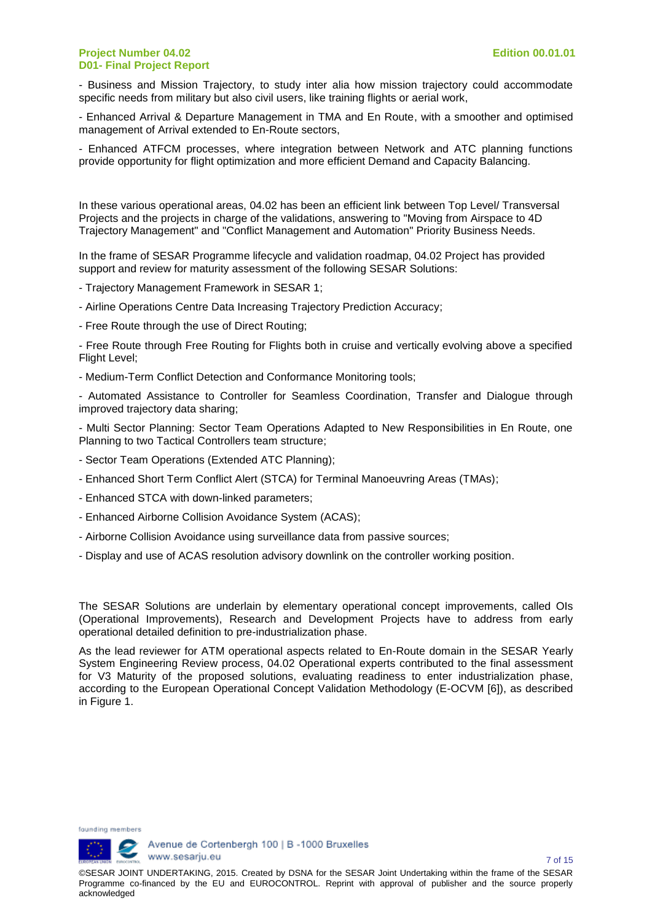- Business and Mission Trajectory, to study inter alia how mission trajectory could accommodate specific needs from military but also civil users, like training flights or aerial work,

- Enhanced Arrival & Departure Management in TMA and En Route, with a smoother and optimised management of Arrival extended to En-Route sectors,

- Enhanced ATFCM processes, where integration between Network and ATC planning functions provide opportunity for flight optimization and more efficient Demand and Capacity Balancing.

In these various operational areas, 04.02 has been an efficient link between Top Level/ Transversal Projects and the projects in charge of the validations, answering to "Moving from Airspace to 4D Trajectory Management" and "Conflict Management and Automation" Priority Business Needs.

In the frame of SESAR Programme lifecycle and validation roadmap, 04.02 Project has provided support and review for maturity assessment of the following SESAR Solutions:

- Trajectory Management Framework in SESAR 1;

- Airline Operations Centre Data Increasing Trajectory Prediction Accuracy;

- Free Route through the use of Direct Routing;

- Free Route through Free Routing for Flights both in cruise and vertically evolving above a specified Flight Level;

- Medium-Term Conflict Detection and Conformance Monitoring tools;

- Automated Assistance to Controller for Seamless Coordination, Transfer and Dialogue through improved trajectory data sharing;

- Multi Sector Planning: Sector Team Operations Adapted to New Responsibilities in En Route, one Planning to two Tactical Controllers team structure;

- Sector Team Operations (Extended ATC Planning);

- Enhanced Short Term Conflict Alert (STCA) for Terminal Manoeuvring Areas (TMAs);

- Enhanced STCA with down-linked parameters;

- Enhanced Airborne Collision Avoidance System (ACAS);

- Airborne Collision Avoidance using surveillance data from passive sources;

- Display and use of ACAS resolution advisory downlink on the controller working position.

The SESAR Solutions are underlain by elementary operational concept improvements, called OIs (Operational Improvements), Research and Development Projects have to address from early operational detailed definition to pre-industrialization phase.

As the lead reviewer for ATM operational aspects related to En-Route domain in the SESAR Yearly System Engineering Review process, 04.02 Operational experts contributed to the final assessment for V3 Maturity of the proposed solutions, evaluating readiness to enter industrialization phase, according to the European Operational Concept Validation Methodology (E-OCVM [6]), as described in Figure 1.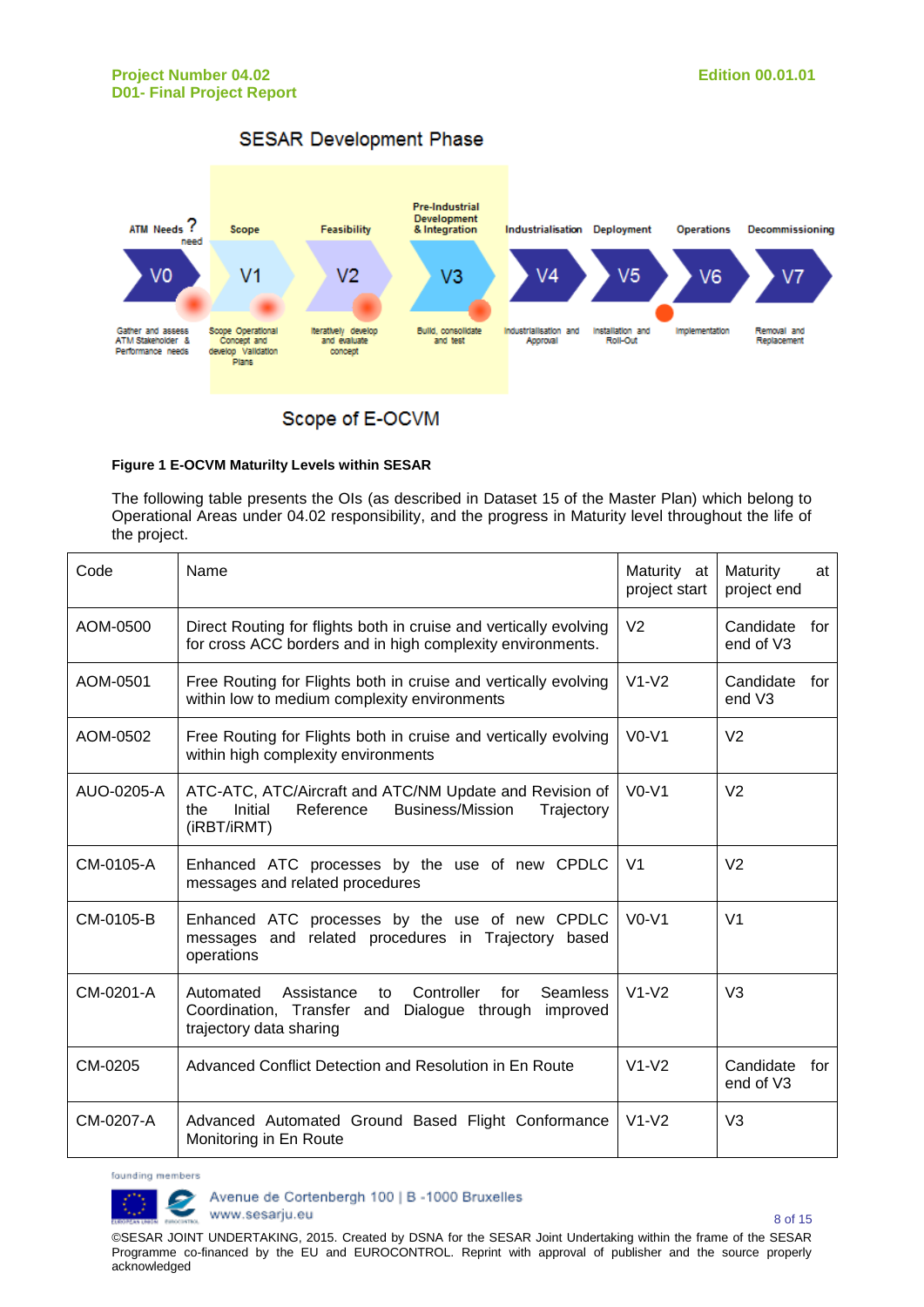SESAR Development Phase

| ATM Needs | Scope | Feasibility | Pre-Industrial Development & Integration | Industrialisation | Deployment | Operations | Decommissioning |
|---|---|---|---|---|---|---|---|
| V0 | V1 | V2 | V3 | V4 | V5 | V6 | V7 |
| Gather and assess ATM Stakeholder & Performance needs | Scope Operational Concept and develop Validation Plans | Iteratively develop and evaluate concept | Build, consolidate and test | Industrialisation and Approval | Installation and Roll-Out | Implementation | Removal and Replacement |

Scope of E-OCVM

**Figure 1 E-OCVM Maturilty Levels within SESAR**

The following table presents the OIs (as described in Dataset 15 of the Master Plan) which belong to Operational Areas under 04.02 responsibility, and the progress in Maturity level throughout the life of the project.

| Code | Name | Maturity at project start | Maturity at project end |
|---|---|---|---|
| AOM-0500 | Direct Routing for flights both in cruise and vertically evolving for cross ACC borders and in high complexity environments. | V2 | Candidate for end of V3 |
| AOM-0501 | Free Routing for Flights both in cruise and vertically evolving within low to medium complexity environments | V1-V2 | Candidate for end V3 |
| AOM-0502 | Free Routing for Flights both in cruise and vertically evolving within high complexity environments | V0-V1 | V2 |
| AUO-0205-A | ATC-ATC, ATC/Aircraft and ATC/NM Update and Revision of the Initial Reference Business/Mission Trajectory (iRBT/iRMT) | V0-V1 | V2 |
| CM-0105-A | Enhanced ATC processes by the use of new CPDLC messages and related procedures | V1 | V2 |
| CM-0105-B | Enhanced ATC processes by the use of new CPDLC messages and related procedures in Trajectory based operations | V0-V1 | V1 |
| CM-0201-A | Automated Assistance to Controller for Seamless Coordination, Transfer and Dialogue through improved trajectory data sharing | V1-V2 | V3 |
| CM-0205 | Advanced Conflict Detection and Resolution in En Route | V1-V2 | Candidate for end of V3 |
| CM-0207-A | Advanced Automated Ground Based Flight Conformance Monitoring in En Route | V1-V2 | V3 |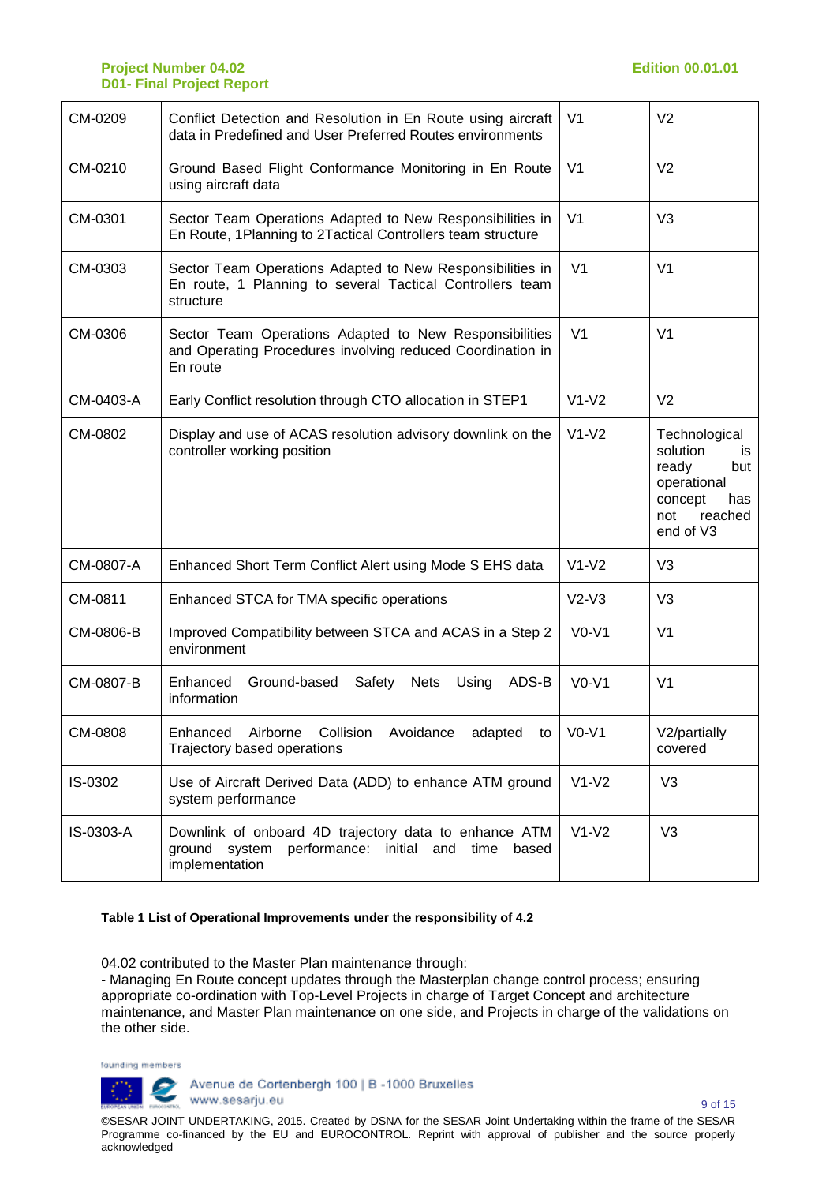| | | | |
|---|---|---|---|
| CM-0209 | Conflict Detection and Resolution in En Route using aircraft data in Predefined and User Preferred Routes environments | V1 | V2 |
| CM-0210 | Ground Based Flight Conformance Monitoring in En Route using aircraft data | V1 | V2 |
| CM-0301 | Sector Team Operations Adapted to New Responsibilities in En Route, 1Planning to 2Tactical Controllers team structure | V1 | V3 |
| CM-0303 | Sector Team Operations Adapted to New Responsibilities in En route, 1 Planning to several Tactical Controllers team structure | V1 | V1 |
| CM-0306 | Sector Team Operations Adapted to New Responsibilities and Operating Procedures involving reduced Coordination in En route | V1 | V1 |
| CM-0403-A | Early Conflict resolution through CTO allocation in STEP1 | V1-V2 | V2 |
| CM-0802 | Display and use of ACAS resolution advisory downlink on the controller working position | V1-V2 | Technological solution is ready but operational concept has not reached end of V3 |
| CM-0807-A | Enhanced Short Term Conflict Alert using Mode S EHS data | V1-V2 | V3 |
| CM-0811 | Enhanced STCA for TMA specific operations | V2-V3 | V3 |
| CM-0806-B | Improved Compatibility between STCA and ACAS in a Step 2 environment | V0-V1 | V1 |
| CM-0807-B | Enhanced Ground-based Safety Nets Using ADS-B information | V0-V1 | V1 |
| CM-0808 | Enhanced Airborne Collision Avoidance adapted to Trajectory based operations | V0-V1 | V2/partially covered |
| IS-0302 | Use of Aircraft Derived Data (ADD) to enhance ATM ground system performance | V1-V2 | V3 |
| IS-0303-A | Downlink of onboard 4D trajectory data to enhance ATM ground system performance: initial and time based implementation | V1-V2 | V3 |

**Table 1 List of Operational Improvements under the responsibility of 4.2**

04.02 contributed to the Master Plan maintenance through:

- Managing En Route concept updates through the Masterplan change control process; ensuring appropriate co-ordination with Top-Level Projects in charge of Target Concept and architecture maintenance, and Master Plan maintenance on one side, and Projects in charge of the validations on the other side.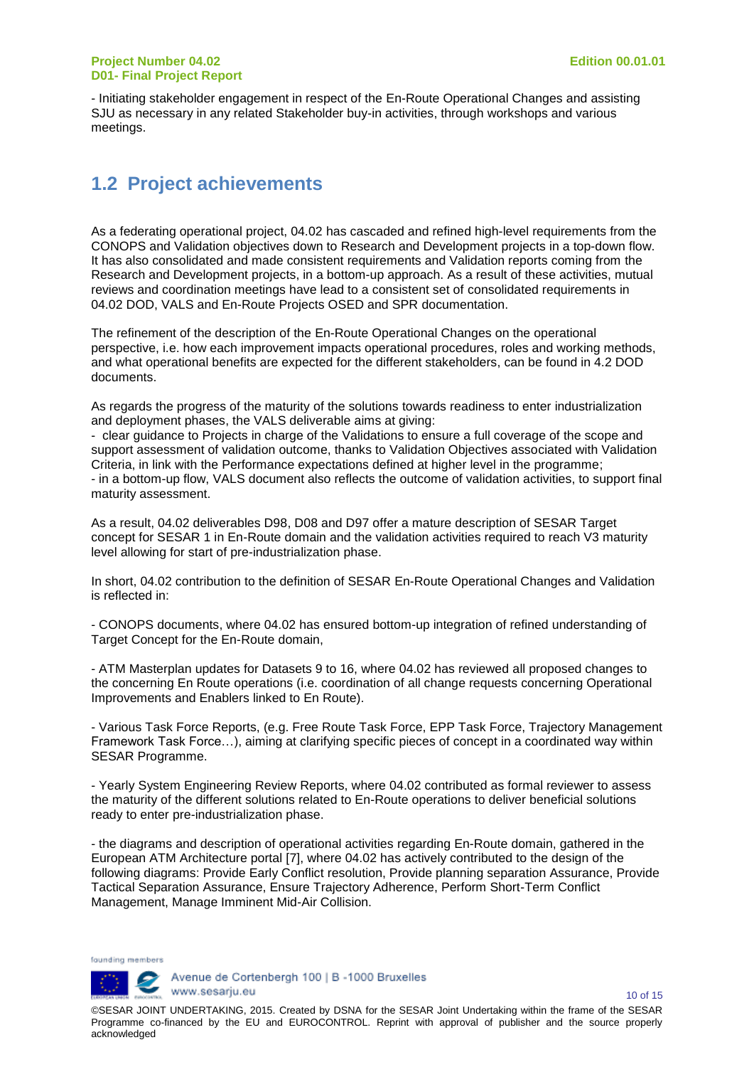- Initiating stakeholder engagement in respect of the En-Route Operational Changes and assisting SJU as necessary in any related Stakeholder buy-in activities, through workshops and various meetings.

## 1.2 Project achievements

As a federating operational project, 04.02 has cascaded and refined high-level requirements from the CONOPS and Validation objectives down to Research and Development projects in a top-down flow. It has also consolidated and made consistent requirements and Validation reports coming from the Research and Development projects, in a bottom-up approach. As a result of these activities, mutual reviews and coordination meetings have lead to a consistent set of consolidated requirements in 04.02 DOD, VALS and En-Route Projects OSED and SPR documentation.

The refinement of the description of the En-Route Operational Changes on the operational perspective, i.e. how each improvement impacts operational procedures, roles and working methods, and what operational benefits are expected for the different stakeholders, can be found in 4.2 DOD documents.

As regards the progress of the maturity of the solutions towards readiness to enter industrialization and deployment phases, the VALS deliverable aims at giving:
- clear guidance to Projects in charge of the Validations to ensure a full coverage of the scope and support assessment of validation outcome, thanks to Validation Objectives associated with Validation Criteria, in link with the Performance expectations defined at higher level in the programme;
- in a bottom-up flow, VALS document also reflects the outcome of validation activities, to support final maturity assessment.

As a result, 04.02 deliverables D98, D08 and D97 offer a mature description of SESAR Target concept for SESAR 1 in En-Route domain and the validation activities required to reach V3 maturity level allowing for start of pre-industrialization phase.

In short, 04.02 contribution to the definition of SESAR En-Route Operational Changes and Validation is reflected in:

- CONOPS documents, where 04.02 has ensured bottom-up integration of refined understanding of Target Concept for the En-Route domain,

- ATM Masterplan updates for Datasets 9 to 16, where 04.02 has reviewed all proposed changes to the concerning En Route operations (i.e. coordination of all change requests concerning Operational Improvements and Enablers linked to En Route).

- Various Task Force Reports, (e.g. Free Route Task Force, EPP Task Force, Trajectory Management Framework Task Force…), aiming at clarifying specific pieces of concept in a coordinated way within SESAR Programme.

- Yearly System Engineering Review Reports, where 04.02 contributed as formal reviewer to assess the maturity of the different solutions related to En-Route operations to deliver beneficial solutions ready to enter pre-industrialization phase.

- the diagrams and description of operational activities regarding En-Route domain, gathered in the European ATM Architecture portal [7], where 04.02 has actively contributed to the design of the following diagrams: Provide Early Conflict resolution, Provide planning separation Assurance, Provide Tactical Separation Assurance, Ensure Trajectory Adherence, Perform Short-Term Conflict Management, Manage Imminent Mid-Air Collision.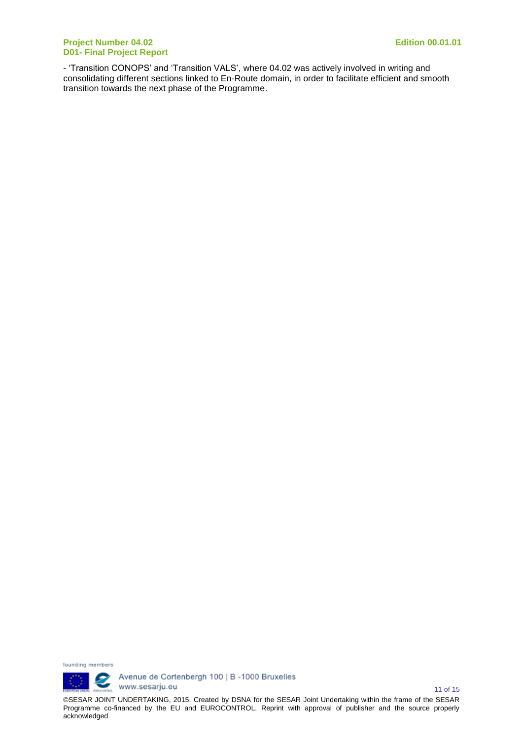- 'Transition CONOPS' and 'Transition VALS', where 04.02 was actively involved in writing and consolidating different sections linked to En-Route domain, in order to facilitate efficient and smooth transition towards the next phase of the Programme.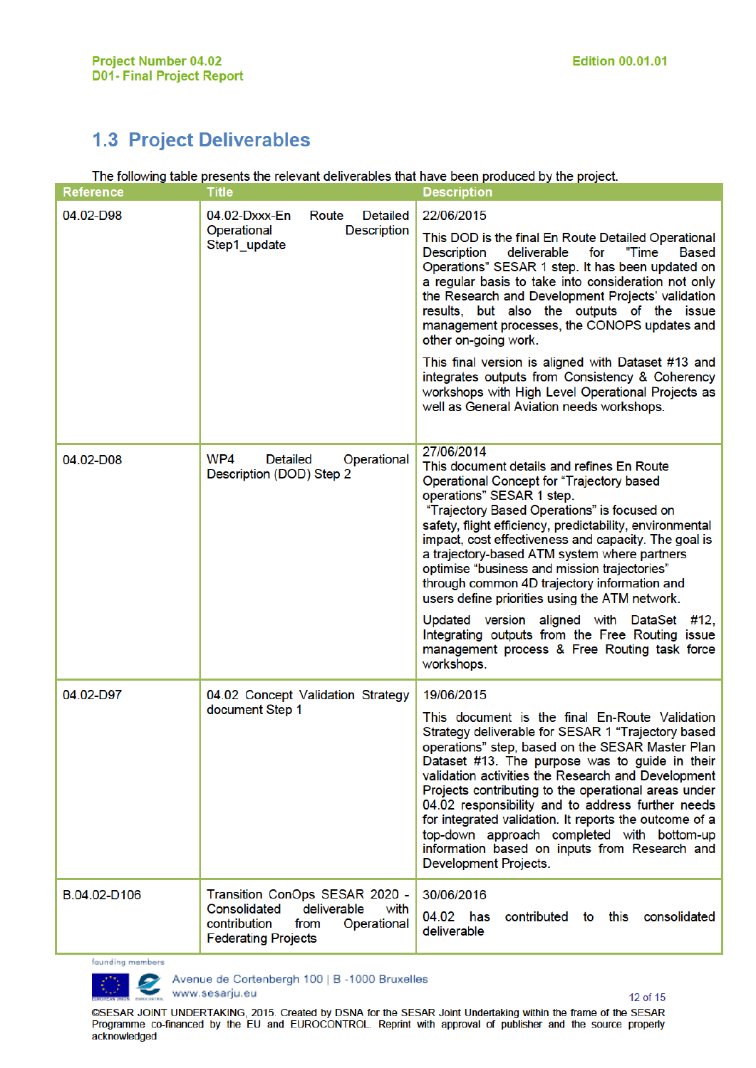## 1.3 Project Deliverables

The following table presents the relevant deliverables that have been produced by the project.

| Reference | Title | Description |
|---|---|---|
| 04.02-D98 | 04.02-Dxxx-En Route Detailed Operational Description Step1_update | 22/06/2015<br><br>This DOD is the final En Route Detailed Operational Description deliverable for "Time Based Operations" SESAR 1 step. It has been updated on a regular basis to take into consideration not only the Research and Development Projects' validation results, but also the outputs of the issue management processes, the CONOPS updates and other on-going work.<br><br>This final version is aligned with Dataset #13 and integrates outputs from Consistency & Coherency workshops with High Level Operational Projects as well as General Aviation needs workshops. |
| 04.02-D08 | WP4 Detailed Operational Description (DOD) Step 2 | 27/06/2014<br>This document details and refines En Route Operational Concept for "Trajectory based operations" SESAR 1 step.<br>"Trajectory Based Operations" is focused on safety, flight efficiency, predictability, environmental impact, cost effectiveness and capacity. The goal is a trajectory-based ATM system where partners optimise "business and mission trajectories" through common 4D trajectory information and users define priorities using the ATM network.<br><br>Updated version aligned with DataSet #12, Integrating outputs from the Free Routing issue management process & Free Routing task force workshops. |
| 04.02-D97 | 04.02 Concept Validation Strategy document Step 1 | 19/06/2015<br><br>This document is the final En-Route Validation Strategy deliverable for SESAR 1 "Trajectory based operations" step, based on the SESAR Master Plan Dataset #13. The purpose was to guide in their validation activities the Research and Development Projects contributing to the operational areas under 04.02 responsibility and to address further needs for integrated validation. It reports the outcome of a top-down approach completed with bottom-up information based on inputs from Research and Development Projects. |
| B.04.02-D106 | Transition ConOps SESAR 2020 - Consolidated deliverable with contribution from Operational Federating Projects | 30/06/2016<br><br>04.02 has contributed to this consolidated deliverable |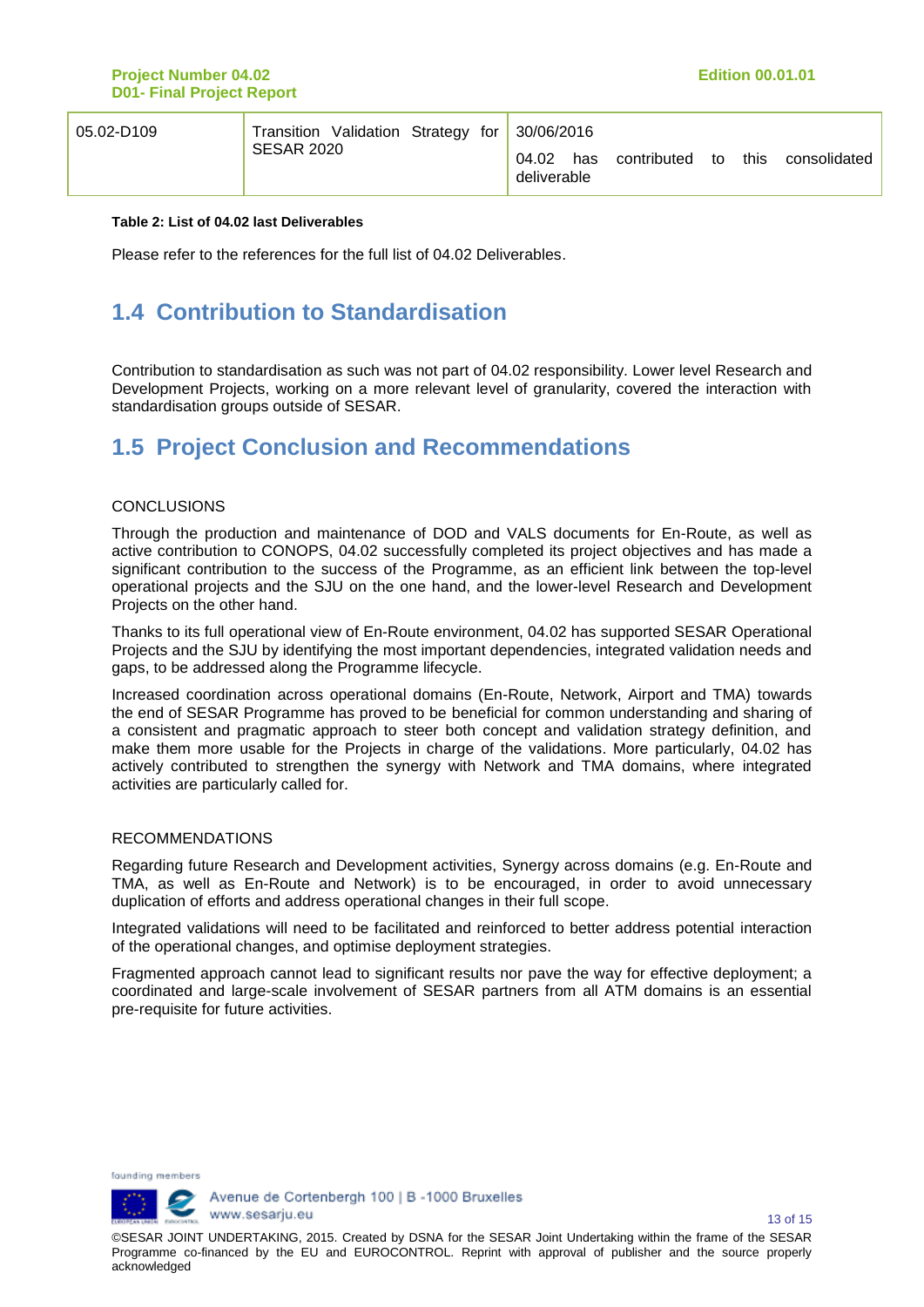| | | |
|---|---|---|
| 05.02-D109 | Transition Validation Strategy for SESAR 2020 | 30/06/2016<br>04.02 has contributed to this consolidated deliverable |

**Table 2: List of 04.02 last Deliverables**

Please refer to the references for the full list of 04.02 Deliverables.

## 1.4 Contribution to Standardisation

Contribution to standardisation as such was not part of 04.02 responsibility. Lower level Research and Development Projects, working on a more relevant level of granularity, covered the interaction with standardisation groups outside of SESAR.

## 1.5 Project Conclusion and Recommendations

CONCLUSIONS

Through the production and maintenance of DOD and VALS documents for En-Route, as well as active contribution to CONOPS, 04.02 successfully completed its project objectives and has made a significant contribution to the success of the Programme, as an efficient link between the top-level operational projects and the SJU on the one hand, and the lower-level Research and Development Projects on the other hand.

Thanks to its full operational view of En-Route environment, 04.02 has supported SESAR Operational Projects and the SJU by identifying the most important dependencies, integrated validation needs and gaps, to be addressed along the Programme lifecycle.

Increased coordination across operational domains (En-Route, Network, Airport and TMA) towards the end of SESAR Programme has proved to be beneficial for common understanding and sharing of a consistent and pragmatic approach to steer both concept and validation strategy definition, and make them more usable for the Projects in charge of the validations. More particularly, 04.02 has actively contributed to strengthen the synergy with Network and TMA domains, where integrated activities are particularly called for.

RECOMMENDATIONS

Regarding future Research and Development activities, Synergy across domains (e.g. En-Route and TMA, as well as En-Route and Network) is to be encouraged, in order to avoid unnecessary duplication of efforts and address operational changes in their full scope.

Integrated validations will need to be facilitated and reinforced to better address potential interaction of the operational changes, and optimise deployment strategies.

Fragmented approach cannot lead to significant results nor pave the way for effective deployment; a coordinated and large-scale involvement of SESAR partners from all ATM domains is an essential pre-requisite for future activities.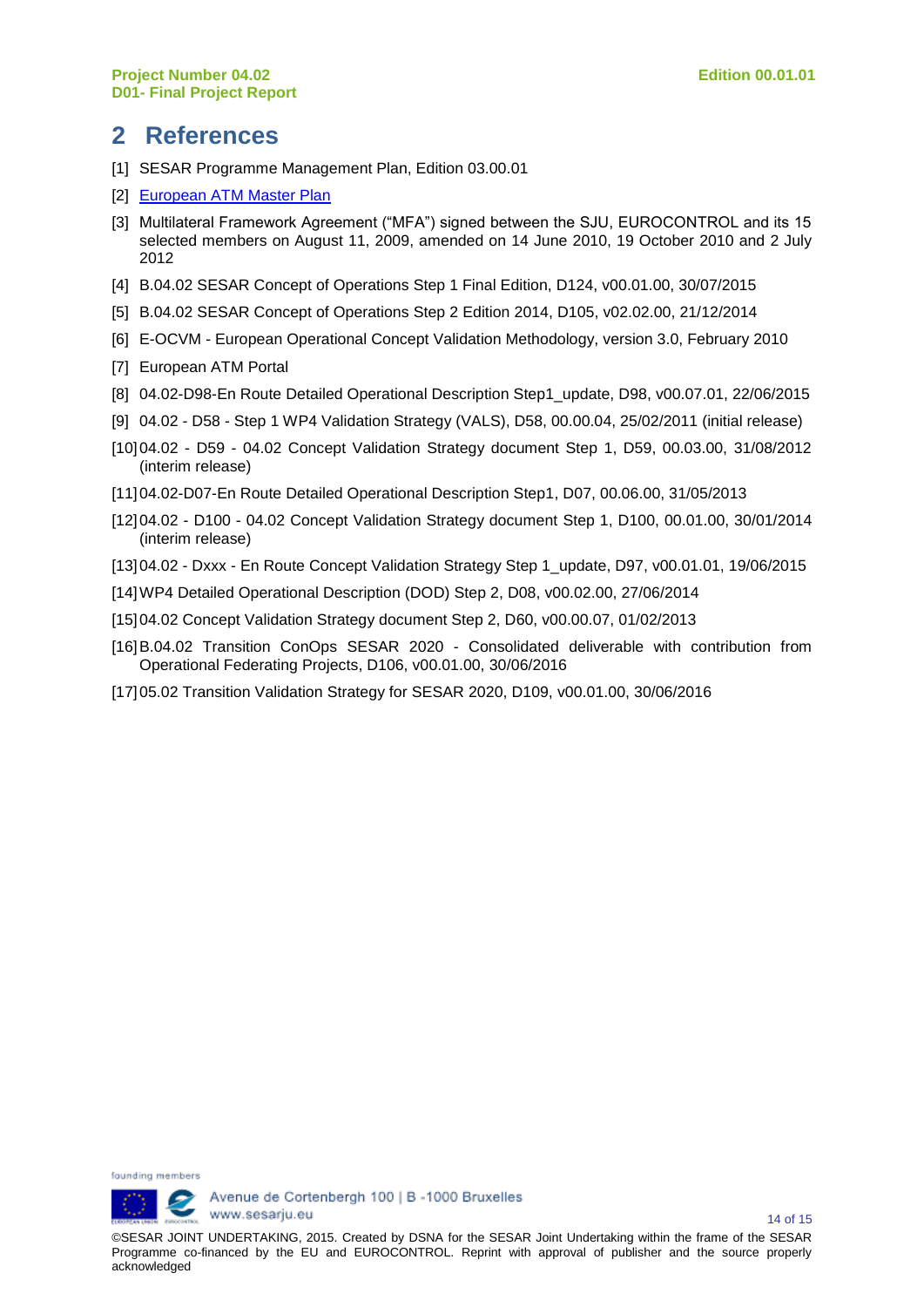# 2 References

[1] SESAR Programme Management Plan, Edition 03.00.01

[2] European ATM Master Plan

[3] Multilateral Framework Agreement ("MFA") signed between the SJU, EUROCONTROL and its 15 selected members on August 11, 2009, amended on 14 June 2010, 19 October 2010 and 2 July 2012

[4] B.04.02 SESAR Concept of Operations Step 1 Final Edition, D124, v00.01.00, 30/07/2015

[5] B.04.02 SESAR Concept of Operations Step 2 Edition 2014, D105, v02.02.00, 21/12/2014

[6] E-OCVM - European Operational Concept Validation Methodology, version 3.0, February 2010

[7] European ATM Portal

[8] 04.02-D98-En Route Detailed Operational Description Step1_update, D98, v00.07.01, 22/06/2015

[9] 04.02 - D58 - Step 1 WP4 Validation Strategy (VALS), D58, 00.00.04, 25/02/2011 (initial release)

[10] 04.02 - D59 - 04.02 Concept Validation Strategy document Step 1, D59, 00.03.00, 31/08/2012 (interim release)

[11] 04.02-D07-En Route Detailed Operational Description Step1, D07, 00.06.00, 31/05/2013

[12] 04.02 - D100 - 04.02 Concept Validation Strategy document Step 1, D100, 00.01.00, 30/01/2014 (interim release)

[13] 04.02 - Dxxx - En Route Concept Validation Strategy Step 1_update, D97, v00.01.01, 19/06/2015

[14] WP4 Detailed Operational Description (DOD) Step 2, D08, v00.02.00, 27/06/2014

[15] 04.02 Concept Validation Strategy document Step 2, D60, v00.00.07, 01/02/2013

[16] B.04.02 Transition ConOps SESAR 2020 - Consolidated deliverable with contribution from Operational Federating Projects, D106, v00.01.00, 30/06/2016

[17] 05.02 Transition Validation Strategy for SESAR 2020, D109, v00.01.00, 30/06/2016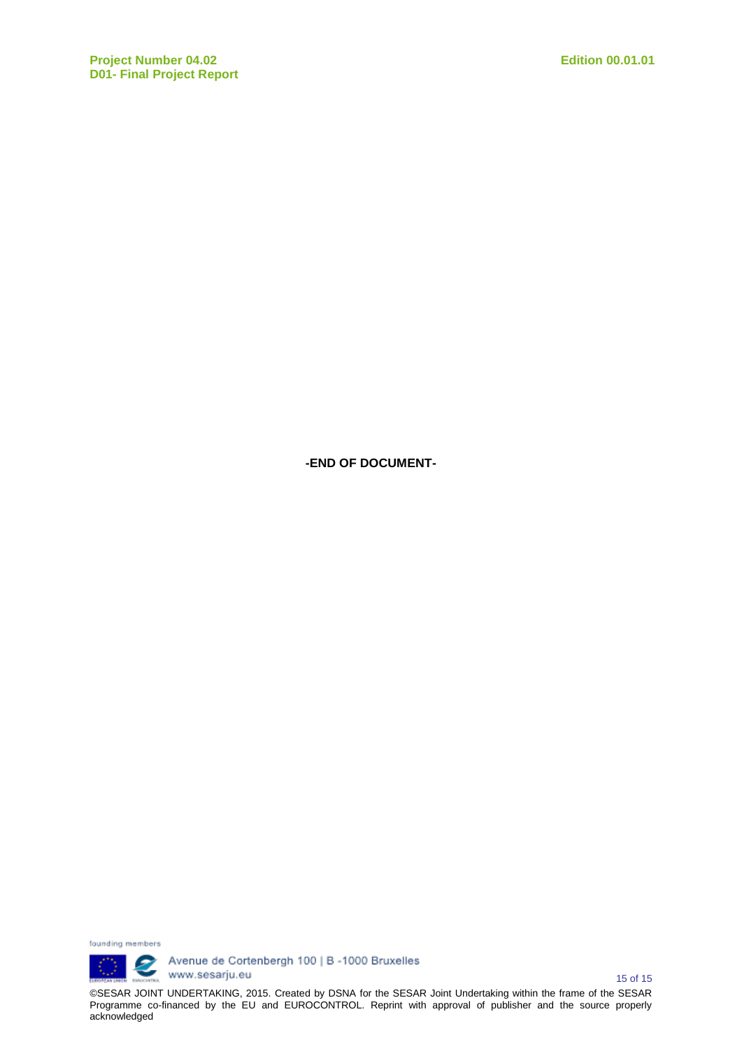**-END OF DOCUMENT-**